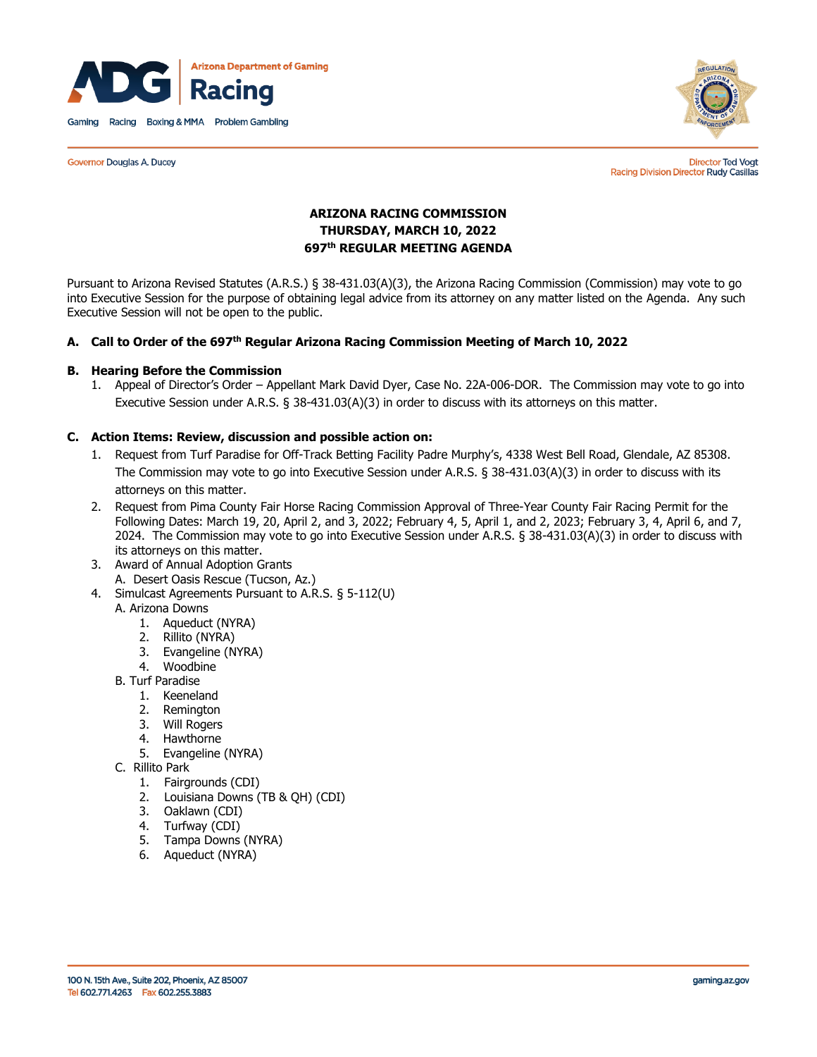Arizona Department of Gaming
Racing

Gaming Racing Boxing & MMA Problem Gambling

Governor Douglas A. Ducey

Director Ted Vogt
Racing Division Director Rudy Casillas

# ARIZONA RACING COMMISSION
## THURSDAY, MARCH 10, 2022
## 697th REGULAR MEETING AGENDA

Pursuant to Arizona Revised Statutes (A.R.S.) § 38-431.03(A)(3), the Arizona Racing Commission (Commission) may vote to go into Executive Session for the purpose of obtaining legal advice from its attorney on any matter listed on the Agenda. Any such Executive Session will not be open to the public.

**A. Call to Order of the 697th Regular Arizona Racing Commission Meeting of March 10, 2022**

**B. Hearing Before the Commission**

1. Appeal of Director's Order – Appellant Mark David Dyer, Case No. 22A-006-DOR. The Commission may vote to go into Executive Session under A.R.S. § 38-431.03(A)(3) in order to discuss with its attorneys on this matter.

**C. Action Items: Review, discussion and possible action on:**

1. Request from Turf Paradise for Off-Track Betting Facility Padre Murphy's, 4338 West Bell Road, Glendale, AZ 85308. The Commission may vote to go into Executive Session under A.R.S. § 38-431.03(A)(3) in order to discuss with its attorneys on this matter.
2. Request from Pima County Fair Horse Racing Commission Approval of Three-Year County Fair Racing Permit for the Following Dates: March 19, 20, April 2, and 3, 2022; February 4, 5, April 1, and 2, 2023; February 3, 4, April 6, and 7, 2024. The Commission may vote to go into Executive Session under A.R.S. § 38-431.03(A)(3) in order to discuss with its attorneys on this matter.
3. Award of Annual Adoption Grants
   A. Desert Oasis Rescue (Tucson, Az.)
4. Simulcast Agreements Pursuant to A.R.S. § 5-112(U)
   A. Arizona Downs
      1. Aqueduct (NYRA)
      2. Rillito (NYRA)
      3. Evangeline (NYRA)
      4. Woodbine
   B. Turf Paradise
      1. Keeneland
      2. Remington
      3. Will Rogers
      4. Hawthorne
      5. Evangeline (NYRA)
   C. Rillito Park
      1. Fairgrounds (CDI)
      2. Louisiana Downs (TB & QH) (CDI)
      3. Oaklawn (CDI)
      4. Turfway (CDI)
      5. Tampa Downs (NYRA)
      6. Aqueduct (NYRA)

100 N. 15th Ave., Suite 202, Phoenix, AZ 85007
Tel 602.771.4263 Fax 602.255.3883
gaming.az.gov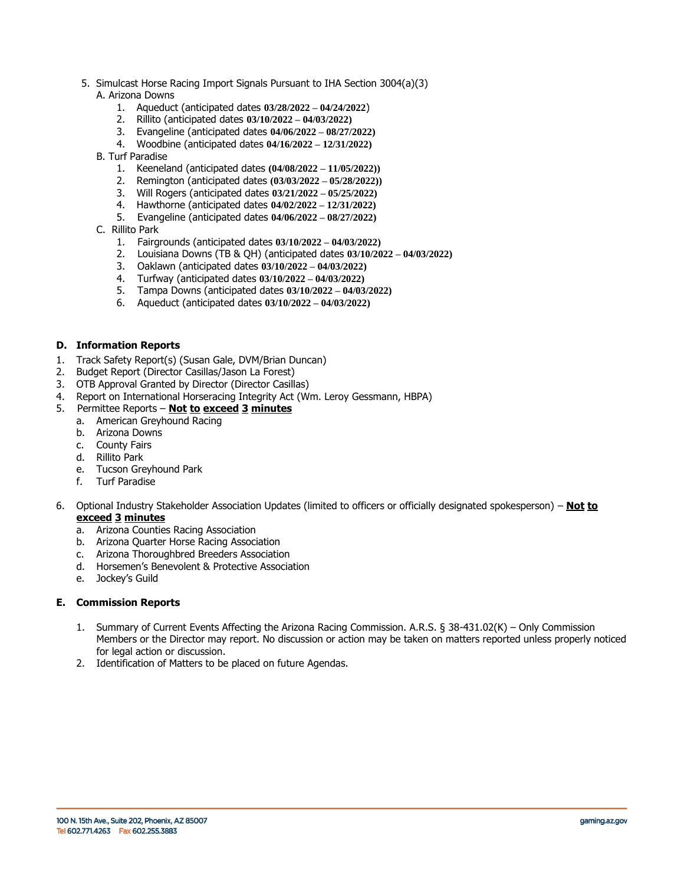5. Simulcast Horse Racing Import Signals Pursuant to IHA Section 3004(a)(3)
   A. Arizona Downs
      1. Aqueduct (anticipated dates **03/28/2022 – 04/24/2022**)
      2. Rillito (anticipated dates **03/10/2022 – 04/03/2022)**
      3. Evangeline (anticipated dates **04/06/2022 – 08/27/2022)**
      4. Woodbine (anticipated dates **04/16/2022 – 12/31/2022)**
   B. Turf Paradise
      1. Keeneland (anticipated dates **(04/08/2022 – 11/05/2022))**
      2. Remington (anticipated dates **(03/03/2022 – 05/28/2022))**
      3. Will Rogers (anticipated dates **03/21/2022 – 05/25/2022)**
      4. Hawthorne (anticipated dates **04/02/2022 – 12/31/2022)**
      5. Evangeline (anticipated dates **04/06/2022 – 08/27/2022)**
   C. Rillito Park
      1. Fairgrounds (anticipated dates **03/10/2022 – 04/03/2022)**
      2. Louisiana Downs (TB & QH) (anticipated dates **03/10/2022 – 04/03/2022)**
      3. Oaklawn (anticipated dates **03/10/2022 – 04/03/2022)**
      4. Turfway (anticipated dates **03/10/2022 – 04/03/2022)**
      5. Tampa Downs (anticipated dates **03/10/2022 – 04/03/2022)**
      6. Aqueduct (anticipated dates **03/10/2022 – 04/03/2022)**

### D. Information Reports

1. Track Safety Report(s) (Susan Gale, DVM/Brian Duncan)
2. Budget Report (Director Casillas/Jason La Forest)
3. OTB Approval Granted by Director (Director Casillas)
4. Report on International Horseracing Integrity Act (Wm. Leroy Gessmann, HBPA)
5. Permittee Reports – **Not to exceed 3 minutes**
   a. American Greyhound Racing
   b. Arizona Downs
   c. County Fairs
   d. Rillito Park
   e. Tucson Greyhound Park
   f. Turf Paradise
6. Optional Industry Stakeholder Association Updates (limited to officers or officially designated spokesperson) – **Not to exceed 3 minutes**
   a. Arizona Counties Racing Association
   b. Arizona Quarter Horse Racing Association
   c. Arizona Thoroughbred Breeders Association
   d. Horsemen's Benevolent & Protective Association
   e. Jockey's Guild

### E. Commission Reports

1. Summary of Current Events Affecting the Arizona Racing Commission. A.R.S. § 38-431.02(K) – Only Commission Members or the Director may report. No discussion or action may be taken on matters reported unless properly noticed for legal action or discussion.
2. Identification of Matters to be placed on future Agendas.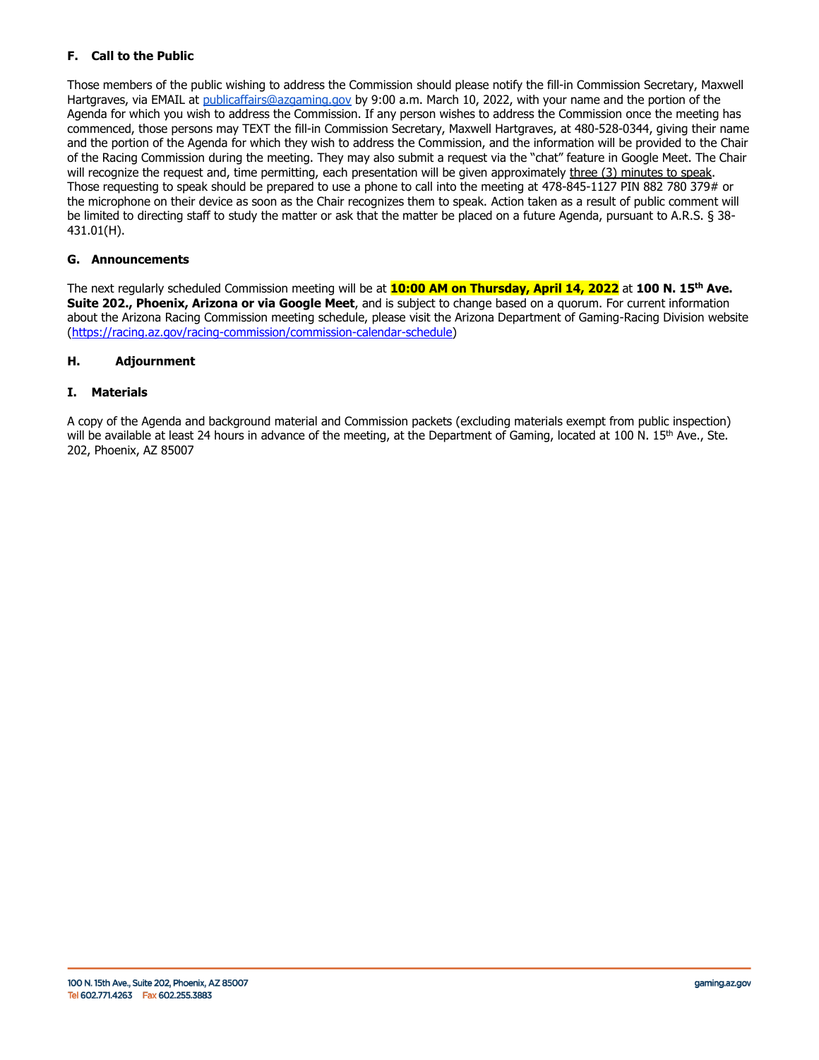### F. Call to the Public

Those members of the public wishing to address the Commission should please notify the fill-in Commission Secretary, Maxwell Hartgraves, via EMAIL at [publicaffairs@azgaming.gov](mailto:publicaffairs@azgaming.gov) by 9:00 a.m. March 10, 2022, with your name and the portion of the Agenda for which you wish to address the Commission. If any person wishes to address the Commission once the meeting has commenced, those persons may TEXT the fill-in Commission Secretary, Maxwell Hartgraves, at 480-528-0344, giving their name and the portion of the Agenda for which they wish to address the Commission, and the information will be provided to the Chair of the Racing Commission during the meeting. They may also submit a request via the "chat" feature in Google Meet. The Chair will recognize the request and, time permitting, each presentation will be given approximately <u>three (3) minutes to speak</u>. Those requesting to speak should be prepared to use a phone to call into the meeting at 478-845-1127 PIN 882 780 379# or the microphone on their device as soon as the Chair recognizes them to speak. Action taken as a result of public comment will be limited to directing staff to study the matter or ask that the matter be placed on a future Agenda, pursuant to A.R.S. § 38-431.01(H).

### G. Announcements

The next regularly scheduled Commission meeting will be at **10:00 AM on Thursday, April 14, 2022** at **100 N. 15th Ave. Suite 202., Phoenix, Arizona or via Google Meet**, and is subject to change based on a quorum. For current information about the Arizona Racing Commission meeting schedule, please visit the Arizona Department of Gaming-Racing Division website ([https://racing.az.gov/racing-commission/commission-calendar-schedule](https://racing.az.gov/racing-commission/commission-calendar-schedule))

### H. Adjournment

### I. Materials

A copy of the Agenda and background material and Commission packets (excluding materials exempt from public inspection) will be available at least 24 hours in advance of the meeting, at the Department of Gaming, located at 100 N. 15th Ave., Ste. 202, Phoenix, AZ 85007